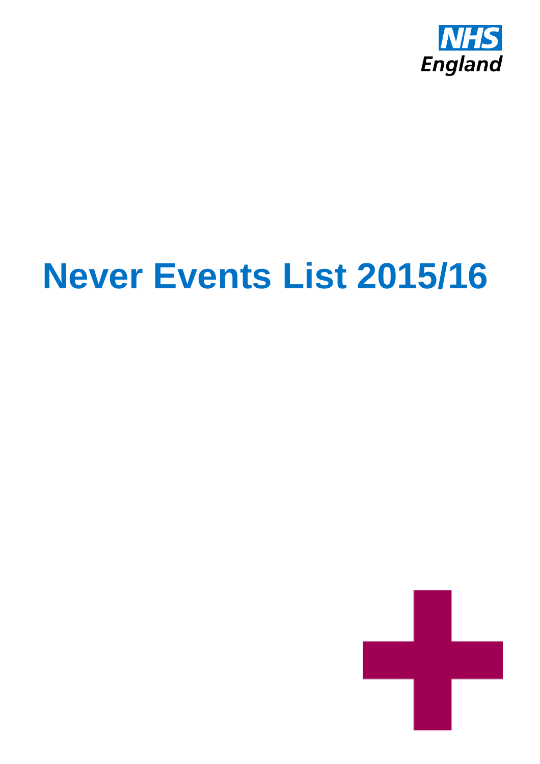NHS England

# Never Events List 2015/16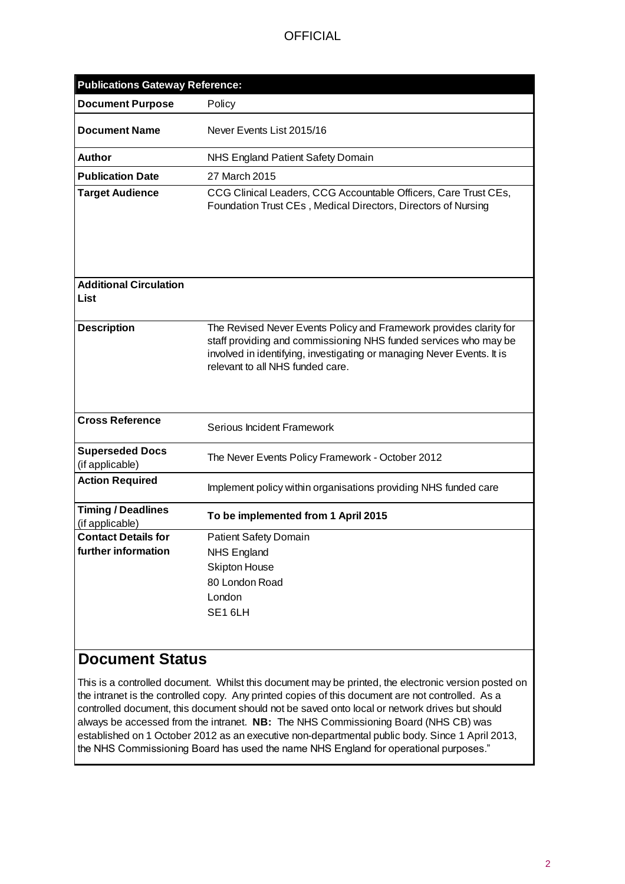| Publications Gateway Reference: | |
|---|---|
| **Document Purpose** | Policy |
| **Document Name** | Never Events List 2015/16 |
| **Author** | NHS England Patient Safety Domain |
| **Publication Date** | 27 March 2015 |
| **Target Audience** | CCG Clinical Leaders, CCG Accountable Officers, Care Trust CEs, Foundation Trust CEs , Medical Directors, Directors of Nursing |
| **Additional Circulation List** | |
| **Description** | The Revised Never Events Policy and Framework provides clarity for staff providing and commissioning NHS funded services who may be involved in identifying, investigating or managing Never Events. It is relevant to all NHS funded care. |
| **Cross Reference** | Serious Incident Framework |
| **Superseded Docs** (if applicable) | The Never Events Policy Framework - October 2012 |
| **Action Required** | Implement policy within organisations providing NHS funded care |
| **Timing / Deadlines** (if applicable) | **To be implemented from 1 April 2015** |
| **Contact Details for further information** | Patient Safety Domain<br>NHS England<br>Skipton House<br>80 London Road<br>London<br>SE1 6LH |

## Document Status

This is a controlled document. Whilst this document may be printed, the electronic version posted on the intranet is the controlled copy. Any printed copies of this document are not controlled. As a controlled document, this document should not be saved onto local or network drives but should always be accessed from the intranet. **NB:** The NHS Commissioning Board (NHS CB) was established on 1 October 2012 as an executive non-departmental public body. Since 1 April 2013, the NHS Commissioning Board has used the name NHS England for operational purposes."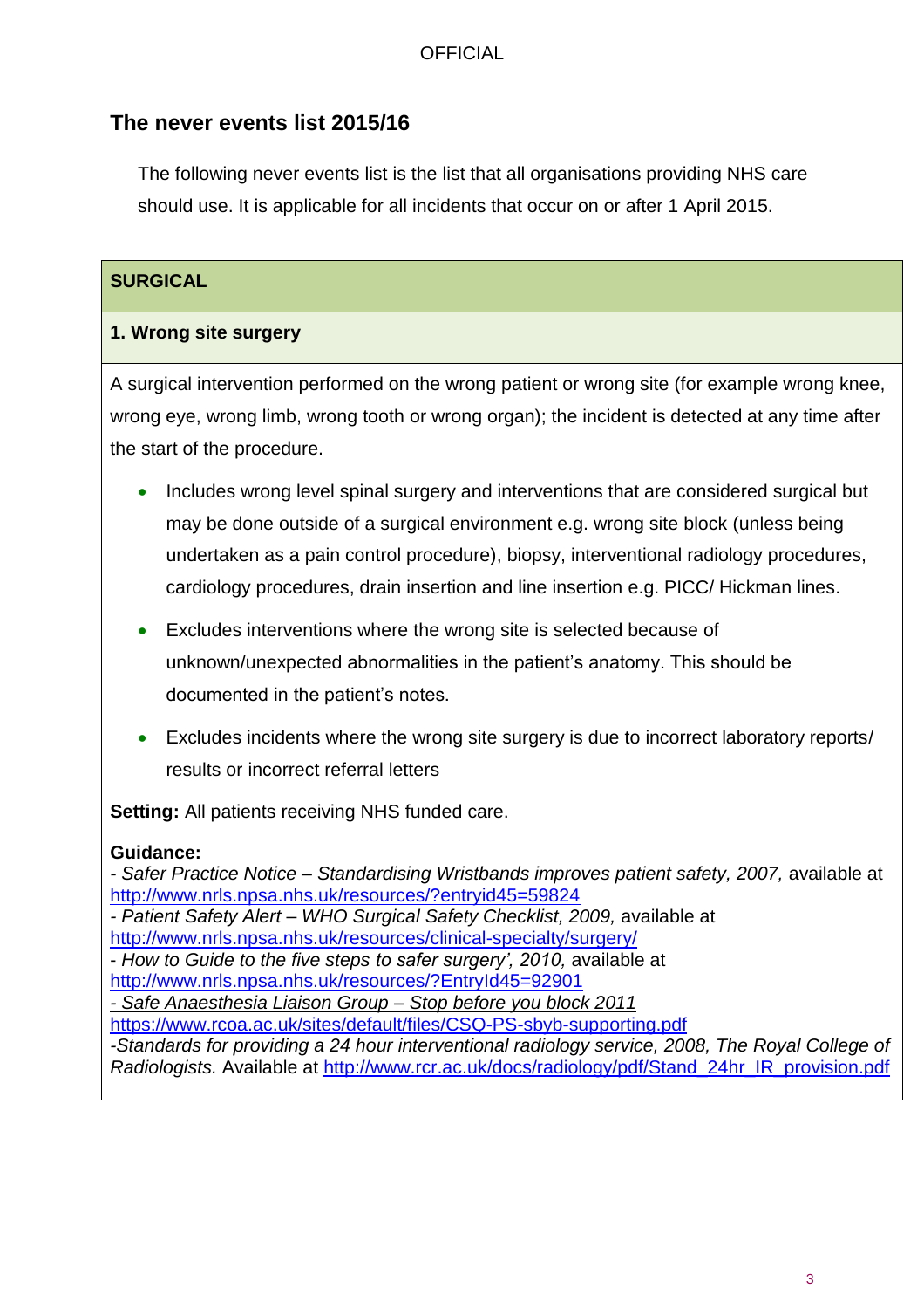## The never events list 2015/16

The following never events list is the list that all organisations providing NHS care should use. It is applicable for all incidents that occur on or after 1 April 2015.

### SURGICAL

#### 1. Wrong site surgery

A surgical intervention performed on the wrong patient or wrong site (for example wrong knee, wrong eye, wrong limb, wrong tooth or wrong organ); the incident is detected at any time after the start of the procedure.

- Includes wrong level spinal surgery and interventions that are considered surgical but may be done outside of a surgical environment e.g. wrong site block (unless being undertaken as a pain control procedure), biopsy, interventional radiology procedures, cardiology procedures, drain insertion and line insertion e.g. PICC/ Hickman lines.
- Excludes interventions where the wrong site is selected because of unknown/unexpected abnormalities in the patient's anatomy. This should be documented in the patient's notes.
- Excludes incidents where the wrong site surgery is due to incorrect laboratory reports/ results or incorrect referral letters

**Setting:** All patients receiving NHS funded care.

**Guidance:**
- *Safer Practice Notice – Standardising Wristbands improves patient safety, 2007,* available at http://www.nrls.npsa.nhs.uk/resources/?entryid45=59824
- *Patient Safety Alert – WHO Surgical Safety Checklist, 2009,* available at http://www.nrls.npsa.nhs.uk/resources/clinical-specialty/surgery/
- *How to Guide to the five steps to safer surgery', 2010,* available at http://www.nrls.npsa.nhs.uk/resources/?EntryId45=92901
- *Safe Anaesthesia Liaison Group – Stop before you block 2011* https://www.rcoa.ac.uk/sites/default/files/CSQ-PS-sbyb-supporting.pdf
-*Standards for providing a 24 hour interventional radiology service, 2008, The Royal College of Radiologists.* Available at http://www.rcr.ac.uk/docs/radiology/pdf/Stand_24hr_IR_provision.pdf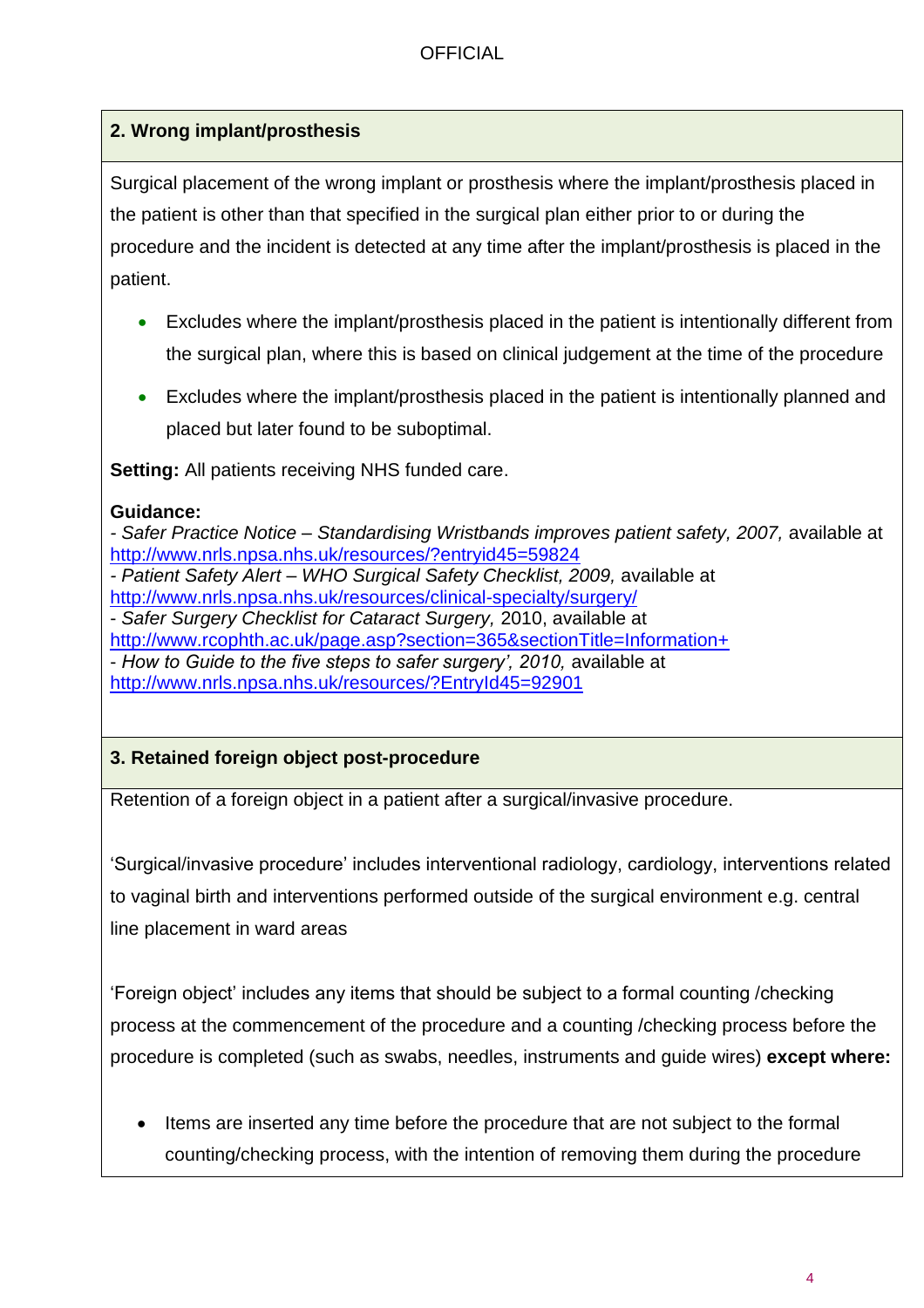## 2. Wrong implant/prosthesis

Surgical placement of the wrong implant or prosthesis where the implant/prosthesis placed in the patient is other than that specified in the surgical plan either prior to or during the procedure and the incident is detected at any time after the implant/prosthesis is placed in the patient.

- Excludes where the implant/prosthesis placed in the patient is intentionally different from the surgical plan, where this is based on clinical judgement at the time of the procedure
- Excludes where the implant/prosthesis placed in the patient is intentionally planned and placed but later found to be suboptimal.

**Setting:** All patients receiving NHS funded care.

**Guidance:**
- *Safer Practice Notice – Standardising Wristbands improves patient safety, 2007,* available at http://www.nrls.npsa.nhs.uk/resources/?entryid45=59824
- *Patient Safety Alert – WHO Surgical Safety Checklist, 2009,* available at http://www.nrls.npsa.nhs.uk/resources/clinical-specialty/surgery/
- *Safer Surgery Checklist for Cataract Surgery,* 2010, available at http://www.rcophth.ac.uk/page.asp?section=365&sectionTitle=Information+
- *How to Guide to the five steps to safer surgery', 2010,* available at http://www.nrls.npsa.nhs.uk/resources/?EntryId45=92901

## 3. Retained foreign object post-procedure

Retention of a foreign object in a patient after a surgical/invasive procedure.

'Surgical/invasive procedure' includes interventional radiology, cardiology, interventions related to vaginal birth and interventions performed outside of the surgical environment e.g. central line placement in ward areas

'Foreign object' includes any items that should be subject to a formal counting /checking process at the commencement of the procedure and a counting /checking process before the procedure is completed (such as swabs, needles, instruments and guide wires) **except where:**

- Items are inserted any time before the procedure that are not subject to the formal counting/checking process, with the intention of removing them during the procedure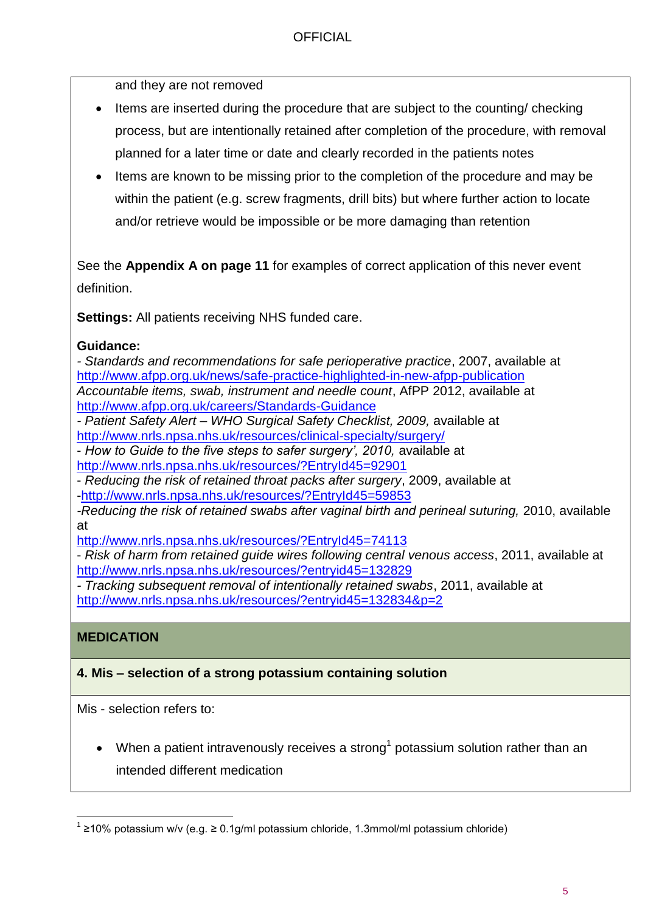and they are not removed

- Items are inserted during the procedure that are subject to the counting/ checking process, but are intentionally retained after completion of the procedure, with removal planned for a later time or date and clearly recorded in the patients notes
- Items are known to be missing prior to the completion of the procedure and may be within the patient (e.g. screw fragments, drill bits) but where further action to locate and/or retrieve would be impossible or be more damaging than retention

See the **Appendix A on page 11** for examples of correct application of this never event definition.

**Settings:** All patients receiving NHS funded care.

**Guidance:**
- *Standards and recommendations for safe perioperative practice*, 2007, available at http://www.afpp.org.uk/news/safe-practice-highlighted-in-new-afpp-publication
*Accountable items, swab, instrument and needle count*, AfPP 2012, available at http://www.afpp.org.uk/careers/Standards-Guidance
- *Patient Safety Alert – WHO Surgical Safety Checklist, 2009,* available at http://www.nrls.npsa.nhs.uk/resources/clinical-specialty/surgery/
- *How to Guide to the five steps to safer surgery', 2010,* available at http://www.nrls.npsa.nhs.uk/resources/?EntryId45=92901
- *Reducing the risk of retained throat packs after surgery*, 2009, available at -http://www.nrls.npsa.nhs.uk/resources/?EntryId45=59853
-*Reducing the risk of retained swabs after vaginal birth and perineal suturing,* 2010, available at
http://www.nrls.npsa.nhs.uk/resources/?EntryId45=74113
- *Risk of harm from retained guide wires following central venous access*, 2011, available at http://www.nrls.npsa.nhs.uk/resources/?entryid45=132829
- *Tracking subsequent removal of intentionally retained swabs*, 2011, available at http://www.nrls.npsa.nhs.uk/resources/?entryid45=132834&p=2

## MEDICATION

### 4. Mis – selection of a strong potassium containing solution

Mis - selection refers to:

- When a patient intravenously receives a strong[1] potassium solution rather than an intended different medication

[1] ≥10% potassium w/v (e.g. ≥ 0.1g/ml potassium chloride, 1.3mmol/ml potassium chloride)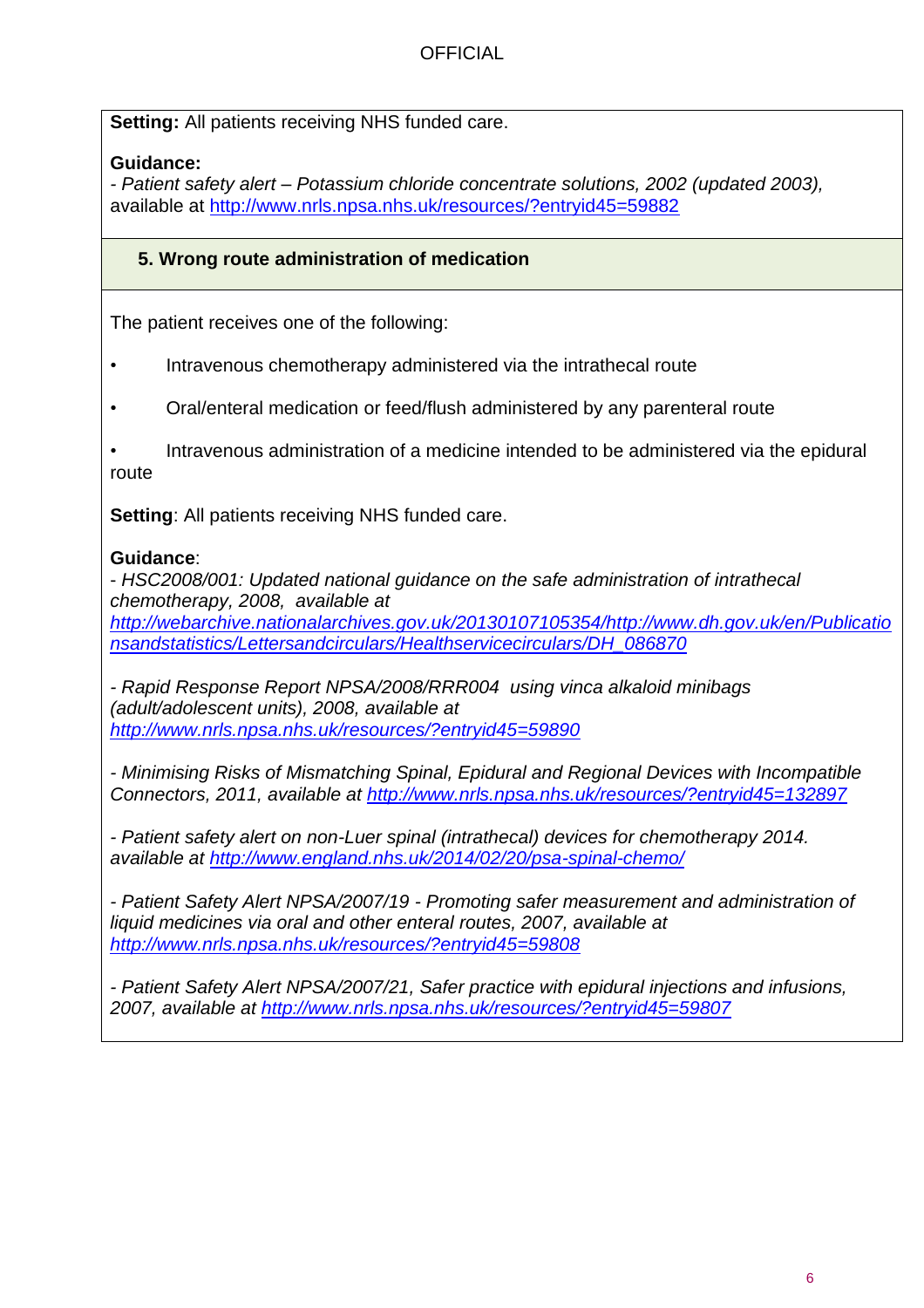**Setting:** All patients receiving NHS funded care.

**Guidance:**
*- Patient safety alert – Potassium chloride concentrate solutions, 2002 (updated 2003),* available at http://www.nrls.npsa.nhs.uk/resources/?entryid45=59882

### 5. Wrong route administration of medication

The patient receives one of the following:

- Intravenous chemotherapy administered via the intrathecal route
- Oral/enteral medication or feed/flush administered by any parenteral route
- Intravenous administration of a medicine intended to be administered via the epidural route

**Setting**: All patients receiving NHS funded care.

**Guidance**:
*- HSC2008/001: Updated national guidance on the safe administration of intrathecal chemotherapy, 2008, available at http://webarchive.nationalarchives.gov.uk/20130107105354/http://www.dh.gov.uk/en/Publicationsandstatistics/Lettersandcirculars/Healthservicecirculars/DH_086870*

*- Rapid Response Report NPSA/2008/RRR004 using vinca alkaloid minibags (adult/adolescent units), 2008, available at http://www.nrls.npsa.nhs.uk/resources/?entryid45=59890*

*- Minimising Risks of Mismatching Spinal, Epidural and Regional Devices with Incompatible Connectors, 2011, available at http://www.nrls.npsa.nhs.uk/resources/?entryid45=132897*

*- Patient safety alert on non-Luer spinal (intrathecal) devices for chemotherapy 2014. available at http://www.england.nhs.uk/2014/02/20/psa-spinal-chemo/*

*- Patient Safety Alert NPSA/2007/19 - Promoting safer measurement and administration of liquid medicines via oral and other enteral routes, 2007, available at http://www.nrls.npsa.nhs.uk/resources/?entryid45=59808*

*- Patient Safety Alert NPSA/2007/21, Safer practice with epidural injections and infusions, 2007, available at http://www.nrls.npsa.nhs.uk/resources/?entryid45=59807*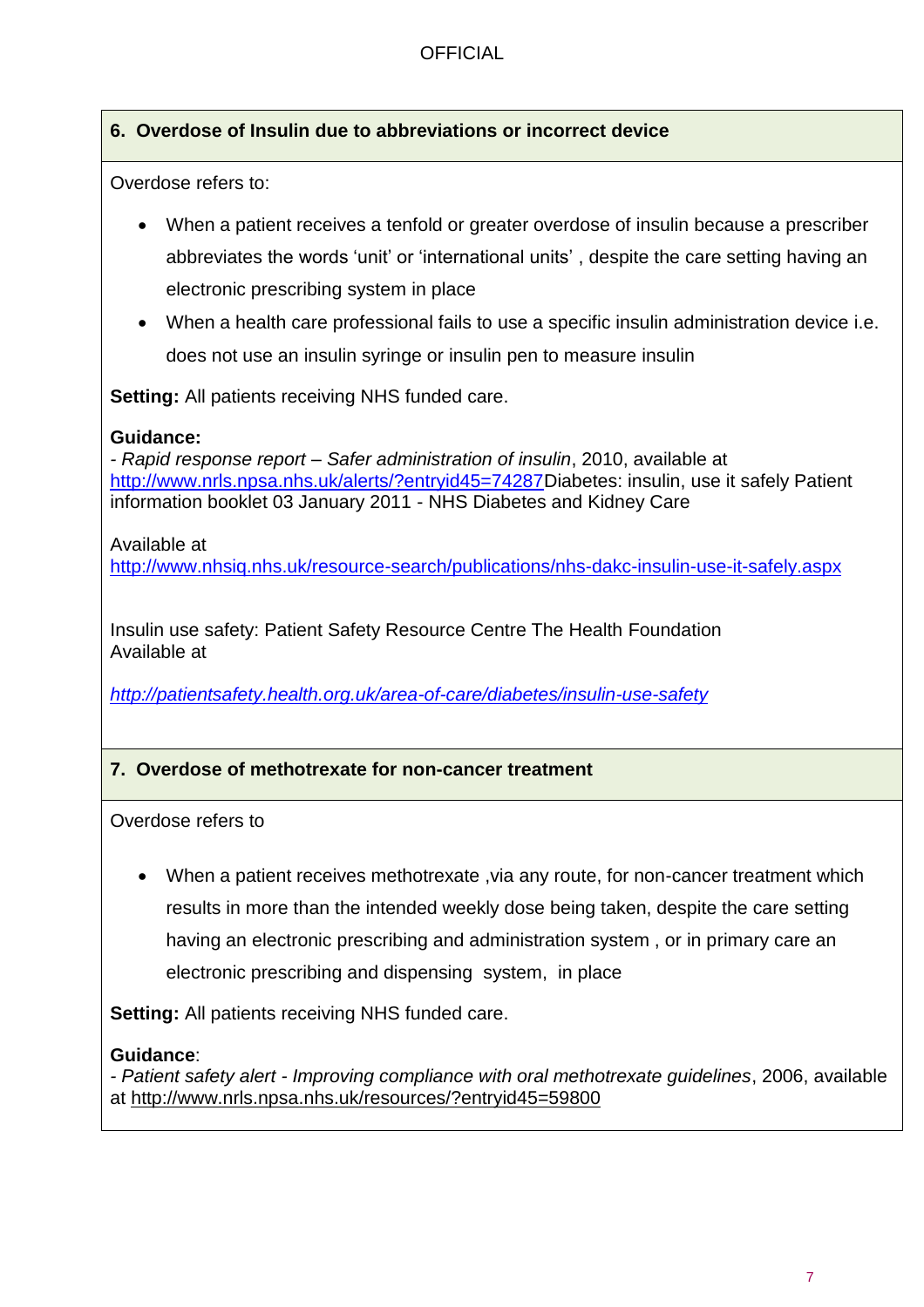## 6. Overdose of Insulin due to abbreviations or incorrect device

Overdose refers to:

- When a patient receives a tenfold or greater overdose of insulin because a prescriber abbreviates the words 'unit' or 'international units' , despite the care setting having an electronic prescribing system in place
- When a health care professional fails to use a specific insulin administration device i.e. does not use an insulin syringe or insulin pen to measure insulin

**Setting:** All patients receiving NHS funded care.

**Guidance:**
- *Rapid response report – Safer administration of insulin*, 2010, available at http://www.nrls.npsa.nhs.uk/alerts/?entryid45=74287Diabetes: insulin, use it safely Patient information booklet 03 January 2011 - NHS Diabetes and Kidney Care

Available at
http://www.nhsiq.nhs.uk/resource-search/publications/nhs-dakc-insulin-use-it-safely.aspx

Insulin use safety: Patient Safety Resource Centre The Health Foundation
Available at

*http://patientsafety.health.org.uk/area-of-care/diabetes/insulin-use-safety*

## 7. Overdose of methotrexate for non-cancer treatment

Overdose refers to

- When a patient receives methotrexate ,via any route, for non-cancer treatment which results in more than the intended weekly dose being taken, despite the care setting having an electronic prescribing and administration system , or in primary care an electronic prescribing and dispensing system, in place

**Setting:** All patients receiving NHS funded care.

**Guidance**:
- *Patient safety alert - Improving compliance with oral methotrexate guidelines*, 2006, available at http://www.nrls.npsa.nhs.uk/resources/?entryid45=59800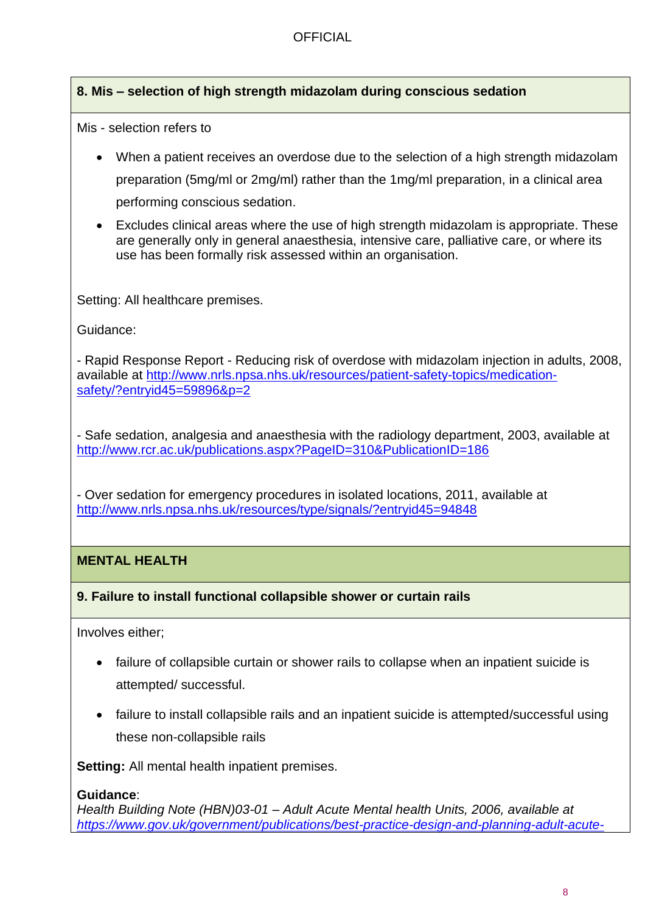### 8. Mis – selection of high strength midazolam during conscious sedation

Mis - selection refers to

- When a patient receives an overdose due to the selection of a high strength midazolam preparation (5mg/ml or 2mg/ml) rather than the 1mg/ml preparation, in a clinical area performing conscious sedation.
- Excludes clinical areas where the use of high strength midazolam is appropriate. These are generally only in general anaesthesia, intensive care, palliative care, or where its use has been formally risk assessed within an organisation.

Setting: All healthcare premises.

Guidance:

- Rapid Response Report - Reducing risk of overdose with midazolam injection in adults, 2008, available at http://www.nrls.npsa.nhs.uk/resources/patient-safety-topics/medication-safety/?entryid45=59896&p=2

- Safe sedation, analgesia and anaesthesia with the radiology department, 2003, available at http://www.rcr.ac.uk/publications.aspx?PageID=310&PublicationID=186

- Over sedation for emergency procedures in isolated locations, 2011, available at http://www.nrls.npsa.nhs.uk/resources/type/signals/?entryid45=94848

## MENTAL HEALTH

### 9. Failure to install functional collapsible shower or curtain rails

Involves either;

- failure of collapsible curtain or shower rails to collapse when an inpatient suicide is attempted/ successful.
- failure to install collapsible rails and an inpatient suicide is attempted/successful using these non-collapsible rails

**Setting:** All mental health inpatient premises.

**Guidance**:
*Health Building Note (HBN)03-01 – Adult Acute Mental health Units, 2006, available at https://www.gov.uk/government/publications/best-practice-design-and-planning-adult-acute-*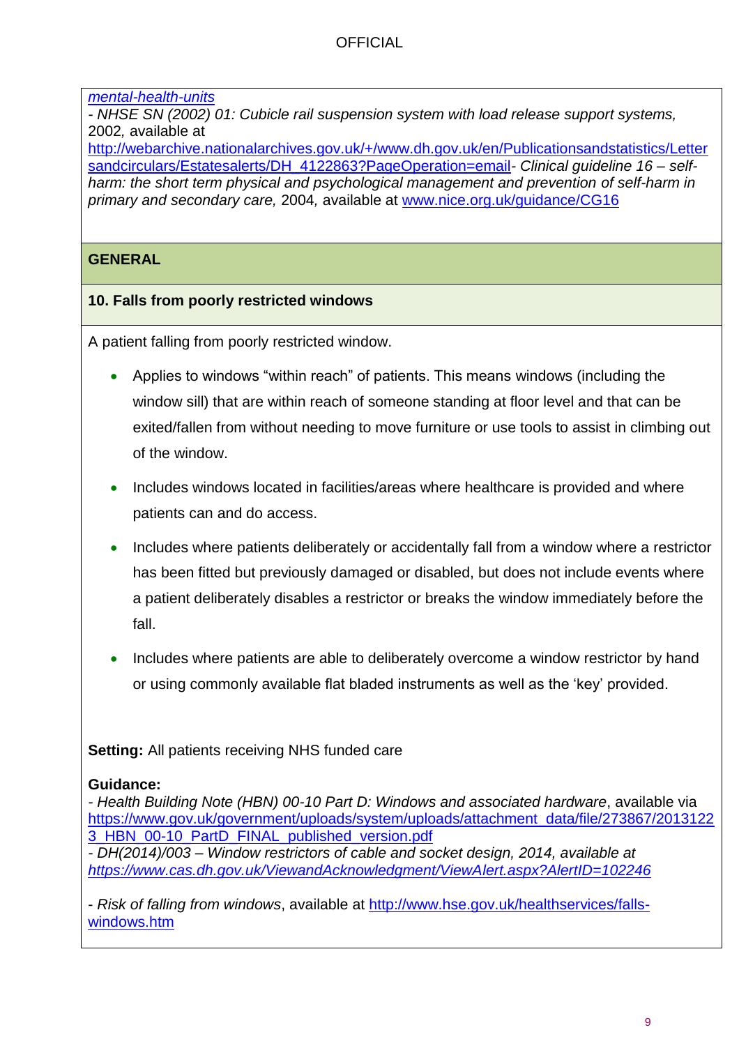*mental-health-units*
- *NHSE SN (2002) 01: Cubicle rail suspension system with load release support systems,* 2002*,* available at http://webarchive.nationalarchives.gov.uk/+/www.dh.gov.uk/en/Publicationsandstatistics/Lettersandcirculars/Estatesalerts/DH_4122863?PageOperation=email- *Clinical guideline 16 – self-harm: the short term physical and psychological management and prevention of self-harm in primary and secondary care,* 2004*,* available at www.nice.org.uk/guidance/CG16

## GENERAL

### 10. Falls from poorly restricted windows

A patient falling from poorly restricted window.

- Applies to windows "within reach" of patients. This means windows (including the window sill) that are within reach of someone standing at floor level and that can be exited/fallen from without needing to move furniture or use tools to assist in climbing out of the window.
- Includes windows located in facilities/areas where healthcare is provided and where patients can and do access.
- Includes where patients deliberately or accidentally fall from a window where a restrictor has been fitted but previously damaged or disabled, but does not include events where a patient deliberately disables a restrictor or breaks the window immediately before the fall.
- Includes where patients are able to deliberately overcome a window restrictor by hand or using commonly available flat bladed instruments as well as the 'key' provided.

**Setting:** All patients receiving NHS funded care

**Guidance:**
- *Health Building Note (HBN) 00-10 Part D: Windows and associated hardware*, available via https://www.gov.uk/government/uploads/system/uploads/attachment_data/file/273867/20131223_HBN_00-10_PartD_FINAL_published_version.pdf
- *DH(2014)/003 – Window restrictors of cable and socket design, 2014, available at https://www.cas.dh.gov.uk/ViewandAcknowledgment/ViewAlert.aspx?AlertID=102246*

- *Risk of falling from windows*, available at http://www.hse.gov.uk/healthservices/falls-windows.htm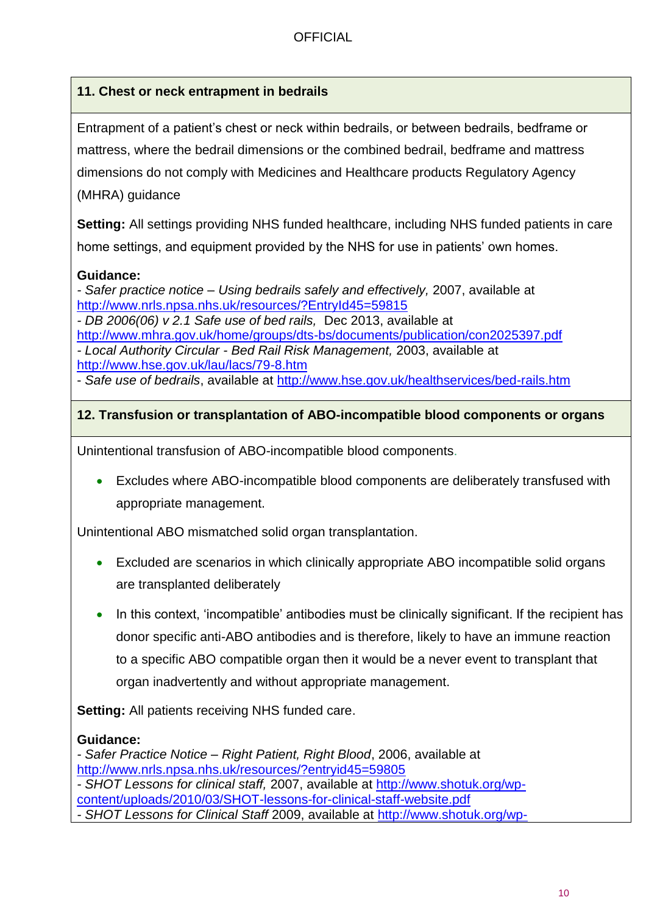### 11. Chest or neck entrapment in bedrails

Entrapment of a patient's chest or neck within bedrails, or between bedrails, bedframe or mattress, where the bedrail dimensions or the combined bedrail, bedframe and mattress dimensions do not comply with Medicines and Healthcare products Regulatory Agency (MHRA) guidance

**Setting:** All settings providing NHS funded healthcare, including NHS funded patients in care home settings, and equipment provided by the NHS for use in patients' own homes.

**Guidance:**
- *Safer practice notice – Using bedrails safely and effectively,* 2007, available at http://www.nrls.npsa.nhs.uk/resources/?EntryId45=59815
- *DB 2006(06) v 2.1 Safe use of bed rails,* Dec 2013, available at http://www.mhra.gov.uk/home/groups/dts-bs/documents/publication/con2025397.pdf
- *Local Authority Circular - Bed Rail Risk Management,* 2003, available at http://www.hse.gov.uk/lau/lacs/79-8.htm
- *Safe use of bedrails*, available at http://www.hse.gov.uk/healthservices/bed-rails.htm

### 12. Transfusion or transplantation of ABO-incompatible blood components or organs

Unintentional transfusion of ABO-incompatible blood components.

- Excludes where ABO-incompatible blood components are deliberately transfused with appropriate management.

Unintentional ABO mismatched solid organ transplantation.

- Excluded are scenarios in which clinically appropriate ABO incompatible solid organs are transplanted deliberately
- In this context, 'incompatible' antibodies must be clinically significant. If the recipient has donor specific anti-ABO antibodies and is therefore, likely to have an immune reaction to a specific ABO compatible organ then it would be a never event to transplant that organ inadvertently and without appropriate management.

**Setting:** All patients receiving NHS funded care.

**Guidance:**
- *Safer Practice Notice – Right Patient, Right Blood*, 2006, available at http://www.nrls.npsa.nhs.uk/resources/?entryid45=59805
- *SHOT Lessons for clinical staff,* 2007, available at http://www.shotuk.org/wp-content/uploads/2010/03/SHOT-lessons-for-clinical-staff-website.pdf
- *SHOT Lessons for Clinical Staff* 2009, available at http://www.shotuk.org/wp-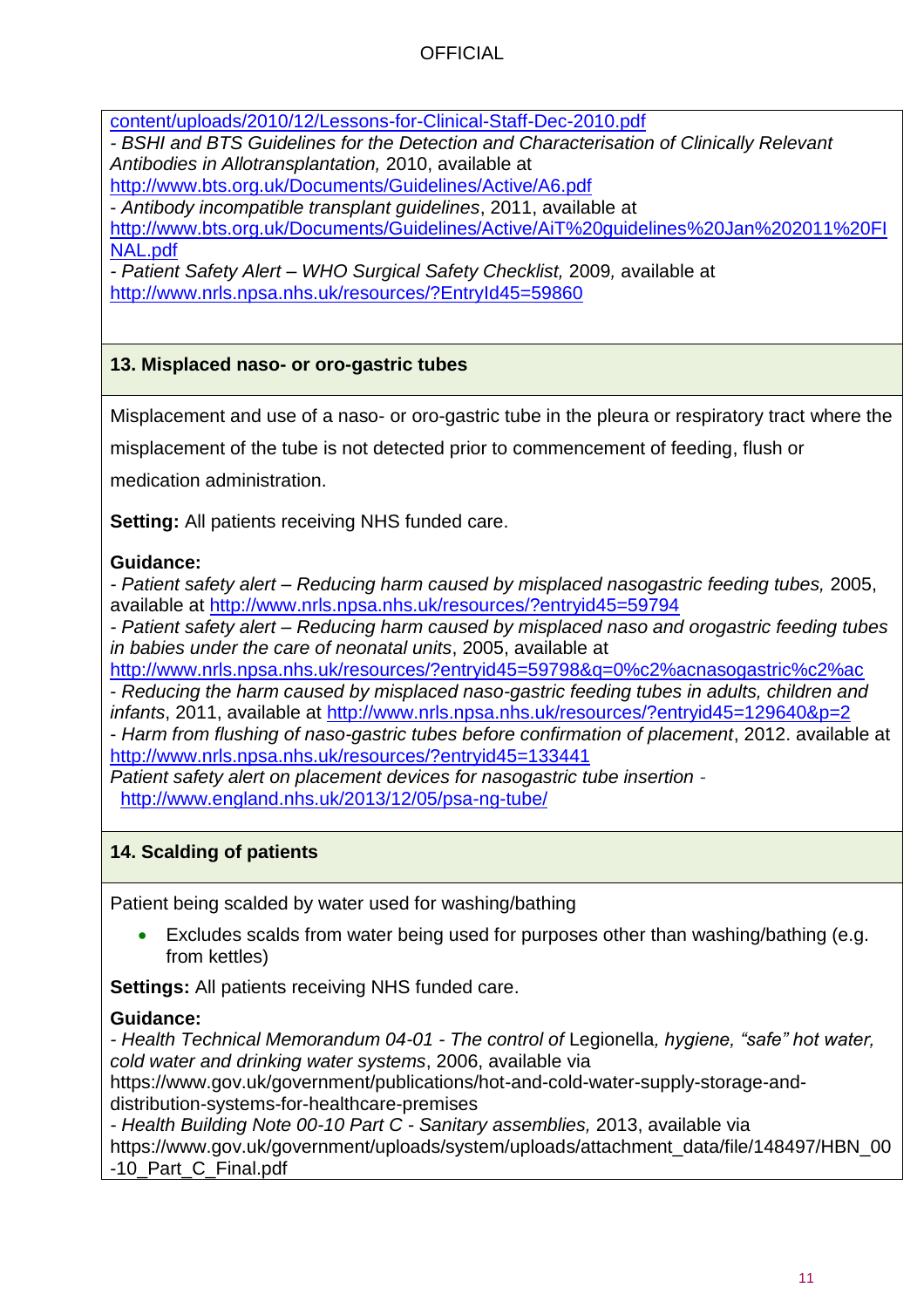content/uploads/2010/12/Lessons-for-Clinical-Staff-Dec-2010.pdf

- *BSHI and BTS Guidelines for the Detection and Characterisation of Clinically Relevant Antibodies in Allotransplantation,* 2010, available at http://www.bts.org.uk/Documents/Guidelines/Active/A6.pdf
- *Antibody incompatible transplant guidelines*, 2011, available at http://www.bts.org.uk/Documents/Guidelines/Active/AiT%20guidelines%20Jan%202011%20FINAL.pdf
- *Patient Safety Alert – WHO Surgical Safety Checklist,* 2009*,* available at http://www.nrls.npsa.nhs.uk/resources/?EntryId45=59860

### 13. Misplaced naso- or oro-gastric tubes

Misplacement and use of a naso- or oro-gastric tube in the pleura or respiratory tract where the misplacement of the tube is not detected prior to commencement of feeding, flush or medication administration.

**Setting:** All patients receiving NHS funded care.

**Guidance:**

- *Patient safety alert – Reducing harm caused by misplaced nasogastric feeding tubes,* 2005, available at http://www.nrls.npsa.nhs.uk/resources/?entryid45=59794
- *Patient safety alert – Reducing harm caused by misplaced naso and orogastric feeding tubes in babies under the care of neonatal units*, 2005, available at http://www.nrls.npsa.nhs.uk/resources/?entryid45=59798&q=0%c2%acnasogastric%c2%ac
- *Reducing the harm caused by misplaced naso-gastric feeding tubes in adults, children and infants*, 2011, available at http://www.nrls.npsa.nhs.uk/resources/?entryid45=129640&p=2
- *Harm from flushing of naso-gastric tubes before confirmation of placement*, 2012. available at http://www.nrls.npsa.nhs.uk/resources/?entryid45=133441

*Patient safety alert on placement devices for nasogastric tube insertion* - http://www.england.nhs.uk/2013/12/05/psa-ng-tube/

### 14. Scalding of patients

Patient being scalded by water used for washing/bathing

- Excludes scalds from water being used for purposes other than washing/bathing (e.g. from kettles)

**Settings:** All patients receiving NHS funded care.

**Guidance:**

- *Health Technical Memorandum 04-01 - The control of* Legionella*, hygiene, "safe" hot water, cold water and drinking water systems*, 2006, available via https://www.gov.uk/government/publications/hot-and-cold-water-supply-storage-and-distribution-systems-for-healthcare-premises
- *Health Building Note 00-10 Part C - Sanitary assemblies,* 2013, available via https://www.gov.uk/government/uploads/system/uploads/attachment_data/file/148497/HBN_00-10_Part_C_Final.pdf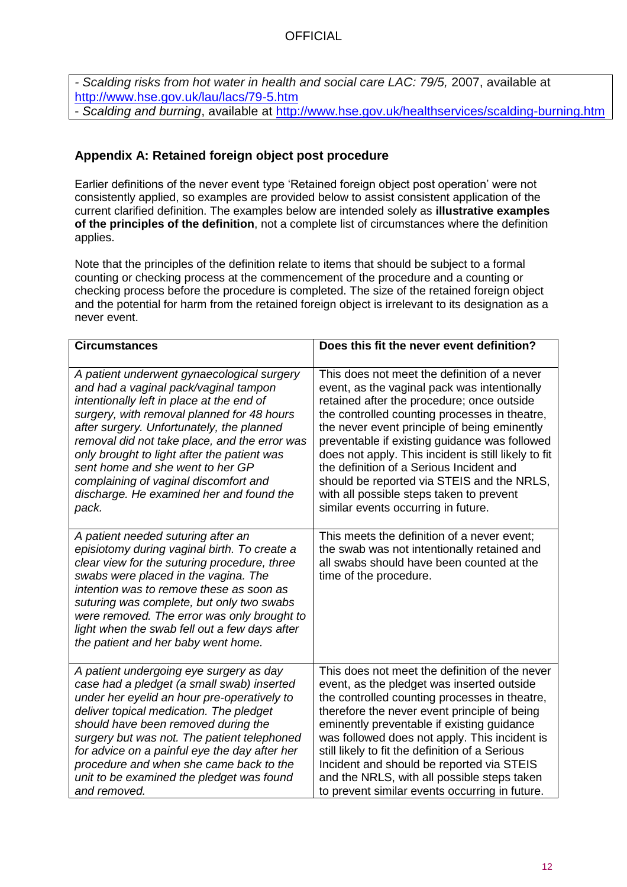- *Scalding risks from hot water in health and social care LAC: 79/5,* 2007, available at http://www.hse.gov.uk/lau/lacs/79-5.htm
- *Scalding and burning*, available at http://www.hse.gov.uk/healthservices/scalding-burning.htm

## Appendix A: Retained foreign object post procedure

Earlier definitions of the never event type 'Retained foreign object post operation' were not consistently applied, so examples are provided below to assist consistent application of the current clarified definition. The examples below are intended solely as **illustrative examples of the principles of the definition**, not a complete list of circumstances where the definition applies.

Note that the principles of the definition relate to items that should be subject to a formal counting or checking process at the commencement of the procedure and a counting or checking process before the procedure is completed. The size of the retained foreign object and the potential for harm from the retained foreign object is irrelevant to its designation as a never event.

| Circumstances | Does this fit the never event definition? |
| --- | --- |
| *A patient underwent gynaecological surgery and had a vaginal pack/vaginal tampon intentionally left in place at the end of surgery, with removal planned for 48 hours after surgery. Unfortunately, the planned removal did not take place, and the error was only brought to light after the patient was sent home and she went to her GP complaining of vaginal discomfort and discharge. He examined her and found the pack.* | This does not meet the definition of a never event, as the vaginal pack was intentionally retained after the procedure; once outside the controlled counting processes in theatre, the never event principle of being eminently preventable if existing guidance was followed does not apply. This incident is still likely to fit the definition of a Serious Incident and should be reported via STEIS and the NRLS, with all possible steps taken to prevent similar events occurring in future. |
| *A patient needed suturing after an episiotomy during vaginal birth. To create a clear view for the suturing procedure, three swabs were placed in the vagina. The intention was to remove these as soon as suturing was complete, but only two swabs were removed. The error was only brought to light when the swab fell out a few days after the patient and her baby went home.* | This meets the definition of a never event; the swab was not intentionally retained and all swabs should have been counted at the time of the procedure. |
| *A patient undergoing eye surgery as day case had a pledget (a small swab) inserted under her eyelid an hour pre-operatively to deliver topical medication. The pledget should have been removed during the surgery but was not. The patient telephoned for advice on a painful eye the day after her procedure and when she came back to the unit to be examined the pledget was found and removed.* | This does not meet the definition of the never event, as the pledget was inserted outside the controlled counting processes in theatre, therefore the never event principle of being eminently preventable if existing guidance was followed does not apply. This incident is still likely to fit the definition of a Serious Incident and should be reported via STEIS and the NRLS, with all possible steps taken to prevent similar events occurring in future. |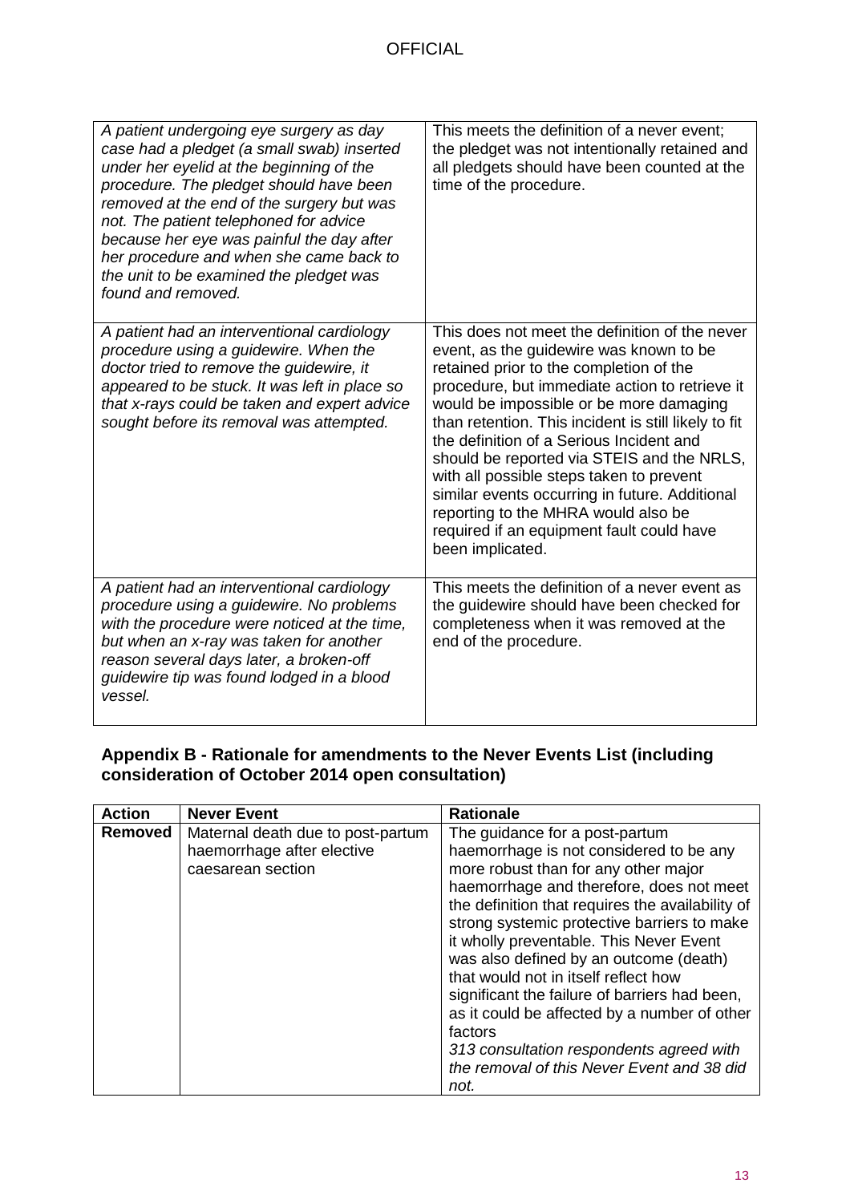| | |
|---|---|
| *A patient undergoing eye surgery as day case had a pledget (a small swab) inserted under her eyelid at the beginning of the procedure. The pledget should have been removed at the end of the surgery but was not. The patient telephoned for advice because her eye was painful the day after her procedure and when she came back to the unit to be examined the pledget was found and removed.* | This meets the definition of a never event; the pledget was not intentionally retained and all pledgets should have been counted at the time of the procedure. |
| *A patient had an interventional cardiology procedure using a guidewire. When the doctor tried to remove the guidewire, it appeared to be stuck. It was left in place so that x-rays could be taken and expert advice sought before its removal was attempted.* | This does not meet the definition of the never event, as the guidewire was known to be retained prior to the completion of the procedure, but immediate action to retrieve it would be impossible or be more damaging than retention. This incident is still likely to fit the definition of a Serious Incident and should be reported via STEIS and the NRLS, with all possible steps taken to prevent similar events occurring in future. Additional reporting to the MHRA would also be required if an equipment fault could have been implicated. |
| *A patient had an interventional cardiology procedure using a guidewire. No problems with the procedure were noticed at the time, but when an x-ray was taken for another reason several days later, a broken-off guidewire tip was found lodged in a blood vessel.* | This meets the definition of a never event as the guidewire should have been checked for completeness when it was removed at the end of the procedure. |

## Appendix B - Rationale for amendments to the Never Events List (including consideration of October 2014 open consultation)

| Action | Never Event | Rationale |
|---|---|---|
| **Removed** | Maternal death due to post-partum haemorrhage after elective caesarean section | The guidance for a post-partum haemorrhage is not considered to be any more robust than for any other major haemorrhage and therefore, does not meet the definition that requires the availability of strong systemic protective barriers to make it wholly preventable. This Never Event was also defined by an outcome (death) that would not in itself reflect how significant the failure of barriers had been, as it could be affected by a number of other factors<br>*313 consultation respondents agreed with the removal of this Never Event and 38 did not.* |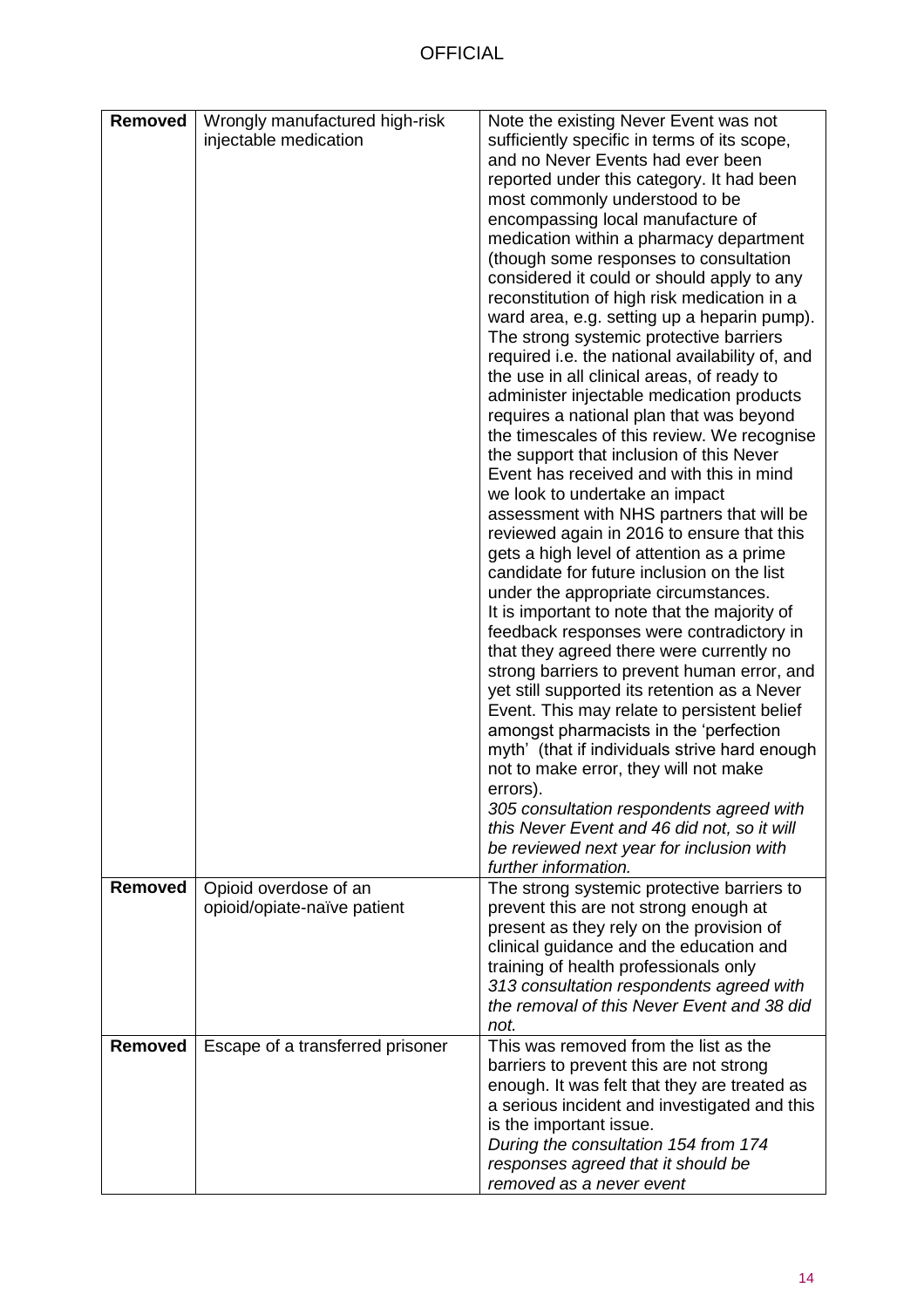| | | |
|---|---|---|
| **Removed** | Wrongly manufactured high-risk injectable medication | Note the existing Never Event was not sufficiently specific in terms of its scope, and no Never Events had ever been reported under this category. It had been most commonly understood to be encompassing local manufacture of medication within a pharmacy department (though some responses to consultation considered it could or should apply to any reconstitution of high risk medication in a ward area, e.g. setting up a heparin pump). The strong systemic protective barriers required i.e. the national availability of, and the use in all clinical areas, of ready to administer injectable medication products requires a national plan that was beyond the timescales of this review. We recognise the support that inclusion of this Never Event has received and with this in mind we look to undertake an impact assessment with NHS partners that will be reviewed again in 2016 to ensure that this gets a high level of attention as a prime candidate for future inclusion on the list under the appropriate circumstances.<br>It is important to note that the majority of feedback responses were contradictory in that they agreed there were currently no strong barriers to prevent human error, and yet still supported its retention as a Never Event. This may relate to persistent belief amongst pharmacists in the 'perfection myth' (that if individuals strive hard enough not to make error, they will not make errors).<br>*305 consultation respondents agreed with this Never Event and 46 did not, so it will be reviewed next year for inclusion with further information.* |
| **Removed** | Opioid overdose of an opioid/opiate-naïve patient | The strong systemic protective barriers to prevent this are not strong enough at present as they rely on the provision of clinical guidance and the education and training of health professionals only<br>*313 consultation respondents agreed with the removal of this Never Event and 38 did not.* |
| **Removed** | Escape of a transferred prisoner | This was removed from the list as the barriers to prevent this are not strong enough. It was felt that they are treated as a serious incident and investigated and this is the important issue.<br>*During the consultation 154 from 174 responses agreed that it should be removed as a never event* |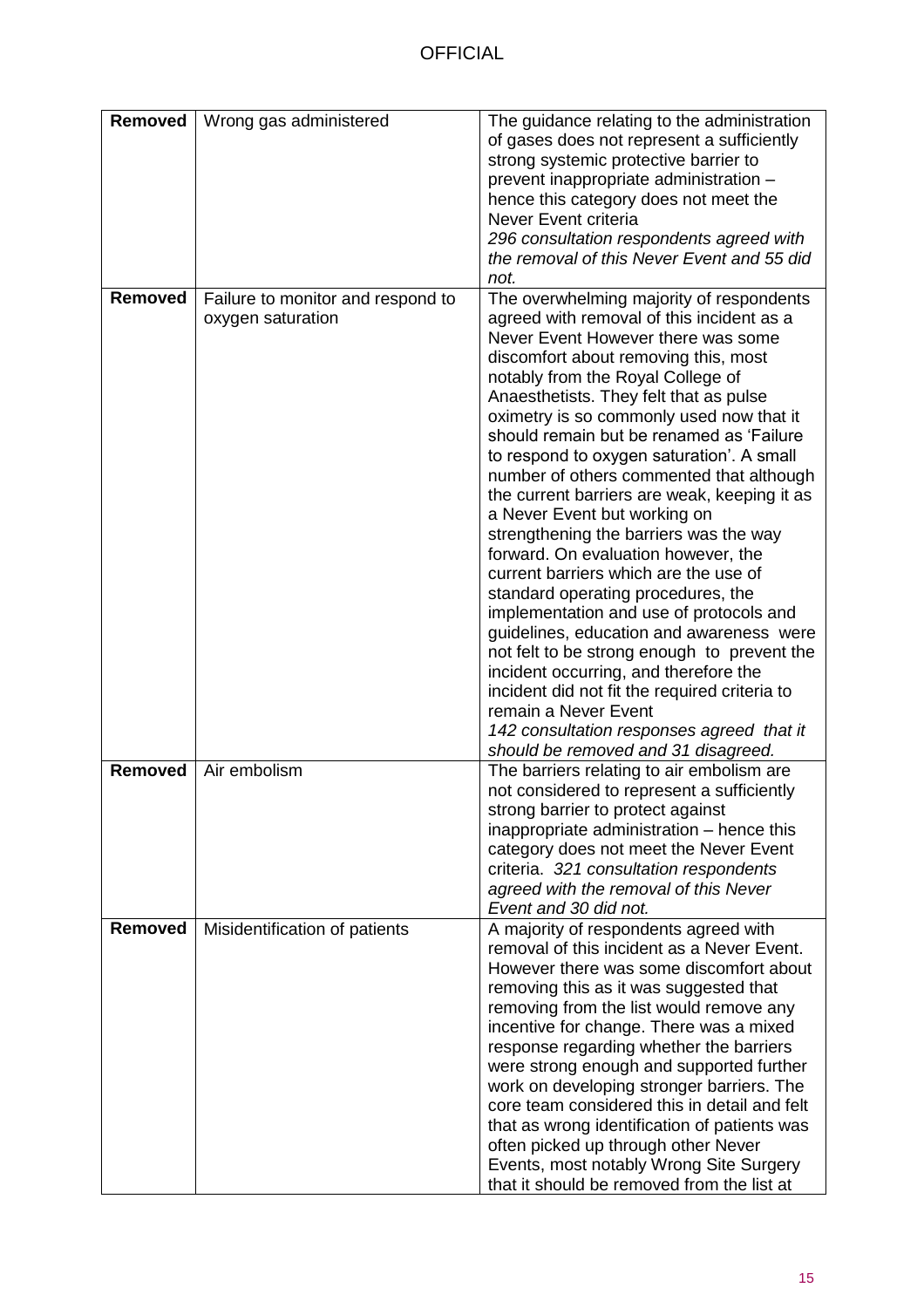| **Removed** | Wrong gas administered | The guidance relating to the administration of gases does not represent a sufficiently strong systemic protective barrier to prevent inappropriate administration – hence this category does not meet the Never Event criteria<br>*296 consultation respondents agreed with the removal of this Never Event and 55 did not.* |
|---|---|---|
| **Removed** | Failure to monitor and respond to oxygen saturation | The overwhelming majority of respondents agreed with removal of this incident as a Never Event However there was some discomfort about removing this, most notably from the Royal College of Anaesthetists. They felt that as pulse oximetry is so commonly used now that it should remain but be renamed as 'Failure to respond to oxygen saturation'. A small number of others commented that although the current barriers are weak, keeping it as a Never Event but working on strengthening the barriers was the way forward. On evaluation however, the current barriers which are the use of standard operating procedures, the implementation and use of protocols and guidelines, education and awareness were not felt to be strong enough to prevent the incident occurring, and therefore the incident did not fit the required criteria to remain a Never Event<br>*142 consultation responses agreed that it should be removed and 31 disagreed.* |
| **Removed** | Air embolism | The barriers relating to air embolism are not considered to represent a sufficiently strong barrier to protect against inappropriate administration – hence this category does not meet the Never Event criteria. *321 consultation respondents agreed with the removal of this Never Event and 30 did not.* |
| **Removed** | Misidentification of patients | A majority of respondents agreed with removal of this incident as a Never Event. However there was some discomfort about removing this as it was suggested that removing from the list would remove any incentive for change. There was a mixed response regarding whether the barriers were strong enough and supported further work on developing stronger barriers. The core team considered this in detail and felt that as wrong identification of patients was often picked up through other Never Events, most notably Wrong Site Surgery that it should be removed from the list at |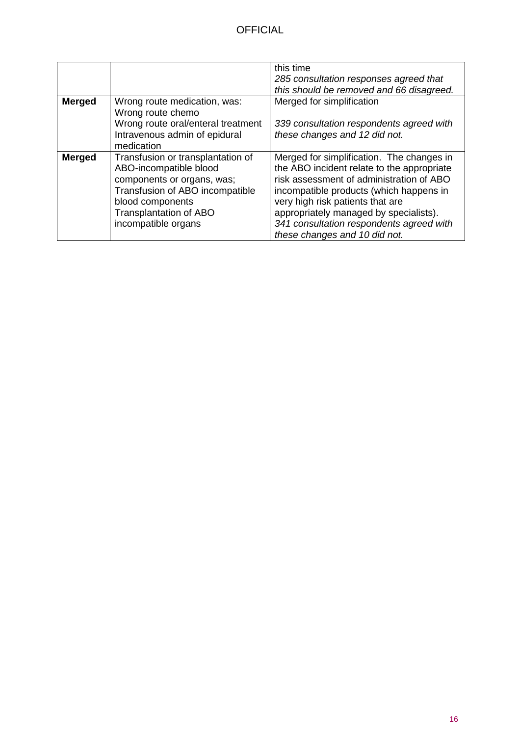| | | |
|---|---|---|
| | | this time<br>*285 consultation responses agreed that this should be removed and 66 disagreed.* |
| **Merged** | Wrong route medication, was:<br>Wrong route chemo<br>Wrong route oral/enteral treatment<br>Intravenous admin of epidural medication | Merged for simplification<br><br>*339 consultation respondents agreed with these changes and 12 did not.* |
| **Merged** | Transfusion or transplantation of ABO-incompatible blood components or organs, was;<br>Transfusion of ABO incompatible blood components<br>Transplantation of ABO incompatible organs | Merged for simplification. The changes in the ABO incident relate to the appropriate risk assessment of administration of ABO incompatible products (which happens in very high risk patients that are appropriately managed by specialists).<br>*341 consultation respondents agreed with these changes and 10 did not.* |